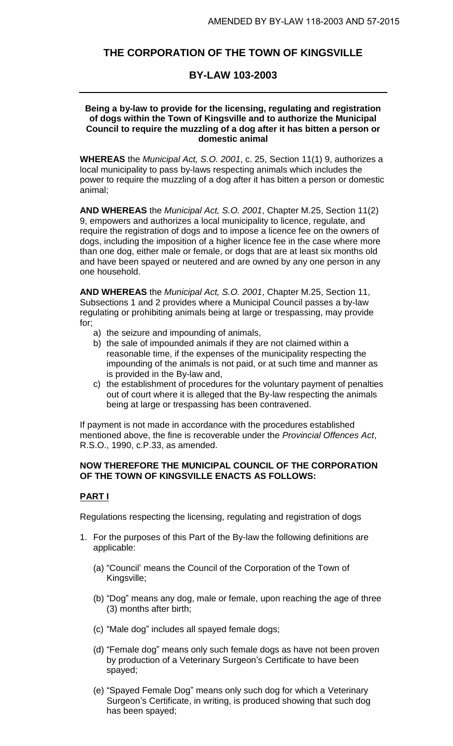AMENDED BY BY-LAW 118-2003 AND 57-2015

# THE CORPORATION OF THE TOWN OF KINGSVILLE

## BY-LAW 103-2003

**Being a by-law to provide for the licensing, regulating and registration of dogs within the Town of Kingsville and to authorize the Municipal Council to require the muzzling of a dog after it has bitten a person or domestic animal**

**WHEREAS** the *Municipal Act, S.O. 2001*, c. 25, Section 11(1) 9, authorizes a local municipality to pass by-laws respecting animals which includes the power to require the muzzling of a dog after it has bitten a person or domestic animal;

**AND WHEREAS** the *Municipal Act, S.O. 2001*, Chapter M.25, Section 11(2) 9, empowers and authorizes a local municipality to licence, regulate, and require the registration of dogs and to impose a licence fee on the owners of dogs, including the imposition of a higher licence fee in the case where more than one dog, either male or female, or dogs that are at least six months old and have been spayed or neutered and are owned by any one person in any one household.

**AND WHEREAS** the *Municipal Act, S.O. 2001*, Chapter M.25, Section 11, Subsections 1 and 2 provides where a Municipal Council passes a by-law regulating or prohibiting animals being at large or trespassing, may provide for;

a) the seizure and impounding of animals,
b) the sale of impounded animals if they are not claimed within a reasonable time, if the expenses of the municipality respecting the impounding of the animals is not paid, or at such time and manner as is provided in the By-law and,
c) the establishment of procedures for the voluntary payment of penalties out of court where it is alleged that the By-law respecting the animals being at large or trespassing has been contravened.

If payment is not made in accordance with the procedures established mentioned above, the fine is recoverable under the *Provincial Offences Act*, R.S.O., 1990, c.P.33, as amended.

**NOW THEREFORE THE MUNICIPAL COUNCIL OF THE CORPORATION OF THE TOWN OF KINGSVILLE ENACTS AS FOLLOWS:**

**PART I**

Regulations respecting the licensing, regulating and registration of dogs

1. For the purposes of this Part of the By-law the following definitions are applicable:

   (a) "Council' means the Council of the Corporation of the Town of Kingsville;

   (b) "Dog" means any dog, male or female, upon reaching the age of three (3) months after birth;

   (c) "Male dog" includes all spayed female dogs;

   (d) "Female dog" means only such female dogs as have not been proven by production of a Veterinary Surgeon's Certificate to have been spayed;

   (e) "Spayed Female Dog" means only such dog for which a Veterinary Surgeon's Certificate, in writing, is produced showing that such dog has been spayed;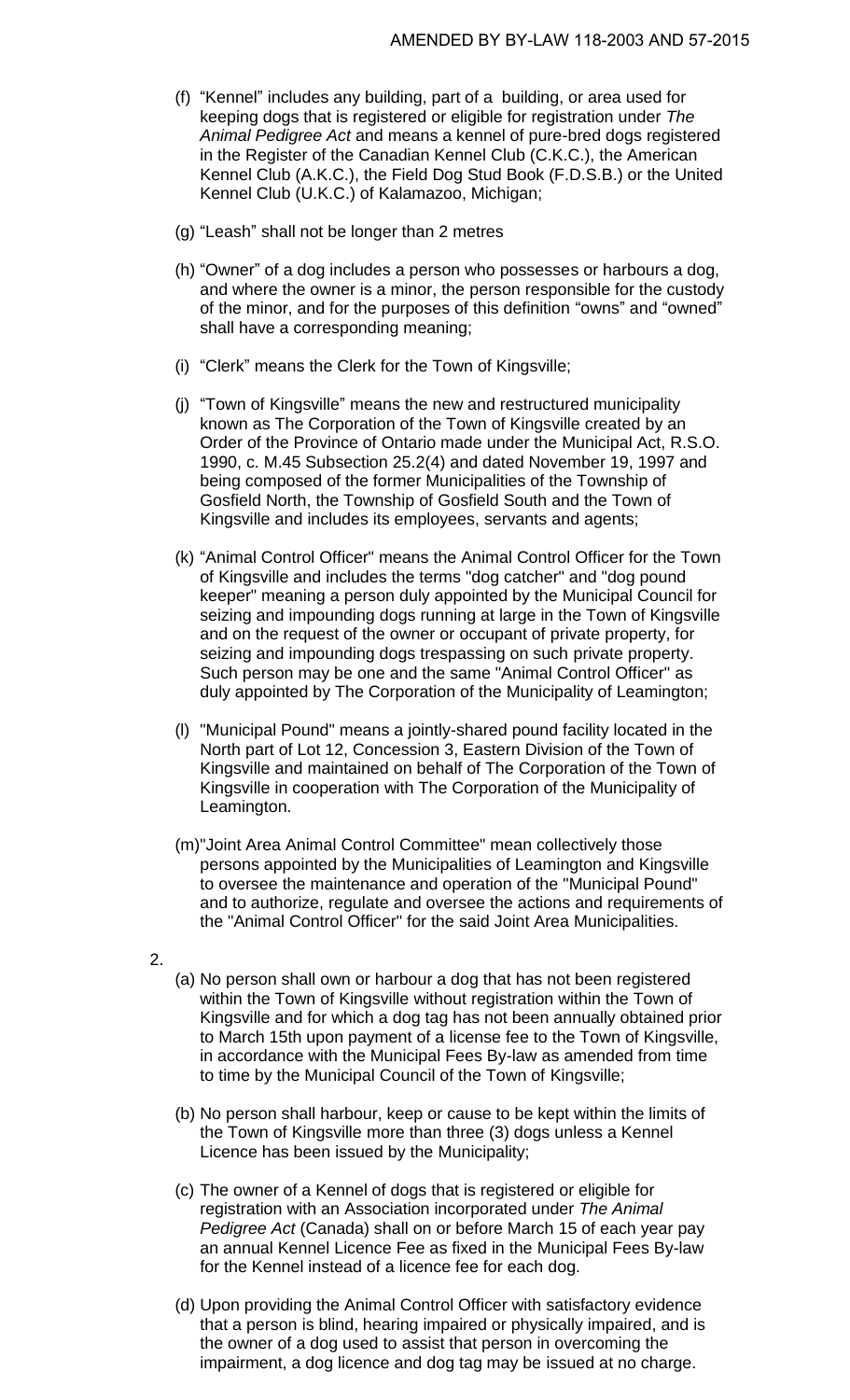(f) "Kennel" includes any building, part of a building, or area used for keeping dogs that is registered or eligible for registration under *The Animal Pedigree Act* and means a kennel of pure-bred dogs registered in the Register of the Canadian Kennel Club (C.K.C.), the American Kennel Club (A.K.C.), the Field Dog Stud Book (F.D.S.B.) or the United Kennel Club (U.K.C.) of Kalamazoo, Michigan;

(g) "Leash" shall not be longer than 2 metres

(h) "Owner" of a dog includes a person who possesses or harbours a dog, and where the owner is a minor, the person responsible for the custody of the minor, and for the purposes of this definition "owns" and "owned" shall have a corresponding meaning;

(i) "Clerk" means the Clerk for the Town of Kingsville;

(j) "Town of Kingsville" means the new and restructured municipality known as The Corporation of the Town of Kingsville created by an Order of the Province of Ontario made under the Municipal Act, R.S.O. 1990, c. M.45 Subsection 25.2(4) and dated November 19, 1997 and being composed of the former Municipalities of the Township of Gosfield North, the Township of Gosfield South and the Town of Kingsville and includes its employees, servants and agents;

(k) "Animal Control Officer" means the Animal Control Officer for the Town of Kingsville and includes the terms "dog catcher" and "dog pound keeper" meaning a person duly appointed by the Municipal Council for seizing and impounding dogs running at large in the Town of Kingsville and on the request of the owner or occupant of private property, for seizing and impounding dogs trespassing on such private property. Such person may be one and the same "Animal Control Officer" as duly appointed by The Corporation of the Municipality of Leamington;

(l) "Municipal Pound" means a jointly-shared pound facility located in the North part of Lot 12, Concession 3, Eastern Division of the Town of Kingsville and maintained on behalf of The Corporation of the Town of Kingsville in cooperation with The Corporation of the Municipality of Leamington.

(m) "Joint Area Animal Control Committee" mean collectively those persons appointed by the Municipalities of Leamington and Kingsville to oversee the maintenance and operation of the "Municipal Pound" and to authorize, regulate and oversee the actions and requirements of the "Animal Control Officer" for the said Joint Area Municipalities.

2.

(a) No person shall own or harbour a dog that has not been registered within the Town of Kingsville without registration within the Town of Kingsville and for which a dog tag has not been annually obtained prior to March 15th upon payment of a license fee to the Town of Kingsville, in accordance with the Municipal Fees By-law as amended from time to time by the Municipal Council of the Town of Kingsville;

(b) No person shall harbour, keep or cause to be kept within the limits of the Town of Kingsville more than three (3) dogs unless a Kennel Licence has been issued by the Municipality;

(c) The owner of a Kennel of dogs that is registered or eligible for registration with an Association incorporated under *The Animal Pedigree Act* (Canada) shall on or before March 15 of each year pay an annual Kennel Licence Fee as fixed in the Municipal Fees By-law for the Kennel instead of a licence fee for each dog.

(d) Upon providing the Animal Control Officer with satisfactory evidence that a person is blind, hearing impaired or physically impaired, and is the owner of a dog used to assist that person in overcoming the impairment, a dog licence and dog tag may be issued at no charge.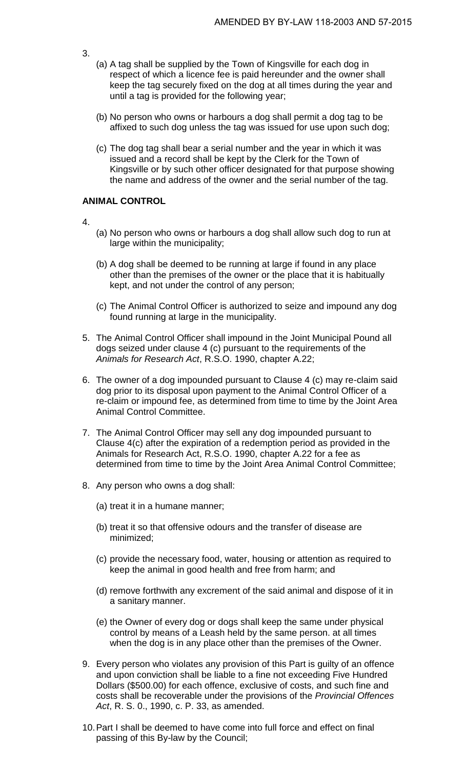AMENDED BY BY-LAW 118-2003 AND 57-2015

3.

(a) A tag shall be supplied by the Town of Kingsville for each dog in respect of which a licence fee is paid hereunder and the owner shall keep the tag securely fixed on the dog at all times during the year and until a tag is provided for the following year;

(b) No person who owns or harbours a dog shall permit a dog tag to be affixed to such dog unless the tag was issued for use upon such dog;

(c) The dog tag shall bear a serial number and the year in which it was issued and a record shall be kept by the Clerk for the Town of Kingsville or by such other officer designated for that purpose showing the name and address of the owner and the serial number of the tag.

**ANIMAL CONTROL**

4.

(a) No person who owns or harbours a dog shall allow such dog to run at large within the municipality;

(b) A dog shall be deemed to be running at large if found in any place other than the premises of the owner or the place that it is habitually kept, and not under the control of any person;

(c) The Animal Control Officer is authorized to seize and impound any dog found running at large in the municipality.

5. The Animal Control Officer shall impound in the Joint Municipal Pound all dogs seized under clause 4 (c) pursuant to the requirements of the *Animals for Research Act*, R.S.O. 1990, chapter A.22;

6. The owner of a dog impounded pursuant to Clause 4 (c) may re-claim said dog prior to its disposal upon payment to the Animal Control Officer of a re-claim or impound fee, as determined from time to time by the Joint Area Animal Control Committee.

7. The Animal Control Officer may sell any dog impounded pursuant to Clause 4(c) after the expiration of a redemption period as provided in the Animals for Research Act, R.S.O. 1990, chapter A.22 for a fee as determined from time to time by the Joint Area Animal Control Committee;

8. Any person who owns a dog shall:

   (a) treat it in a humane manner;

   (b) treat it so that offensive odours and the transfer of disease are minimized;

   (c) provide the necessary food, water, housing or attention as required to keep the animal in good health and free from harm; and

   (d) remove forthwith any excrement of the said animal and dispose of it in a sanitary manner.

   (e) the Owner of every dog or dogs shall keep the same under physical control by means of a Leash held by the same person. at all times when the dog is in any place other than the premises of the Owner.

9. Every person who violates any provision of this Part is guilty of an offence and upon conviction shall be liable to a fine not exceeding Five Hundred Dollars ($500.00) for each offence, exclusive of costs, and such fine and costs shall be recoverable under the provisions of the *Provincial Offences Act*, R. S. 0., 1990, c. P. 33, as amended.

10. Part I shall be deemed to have come into full force and effect on final passing of this By-law by the Council;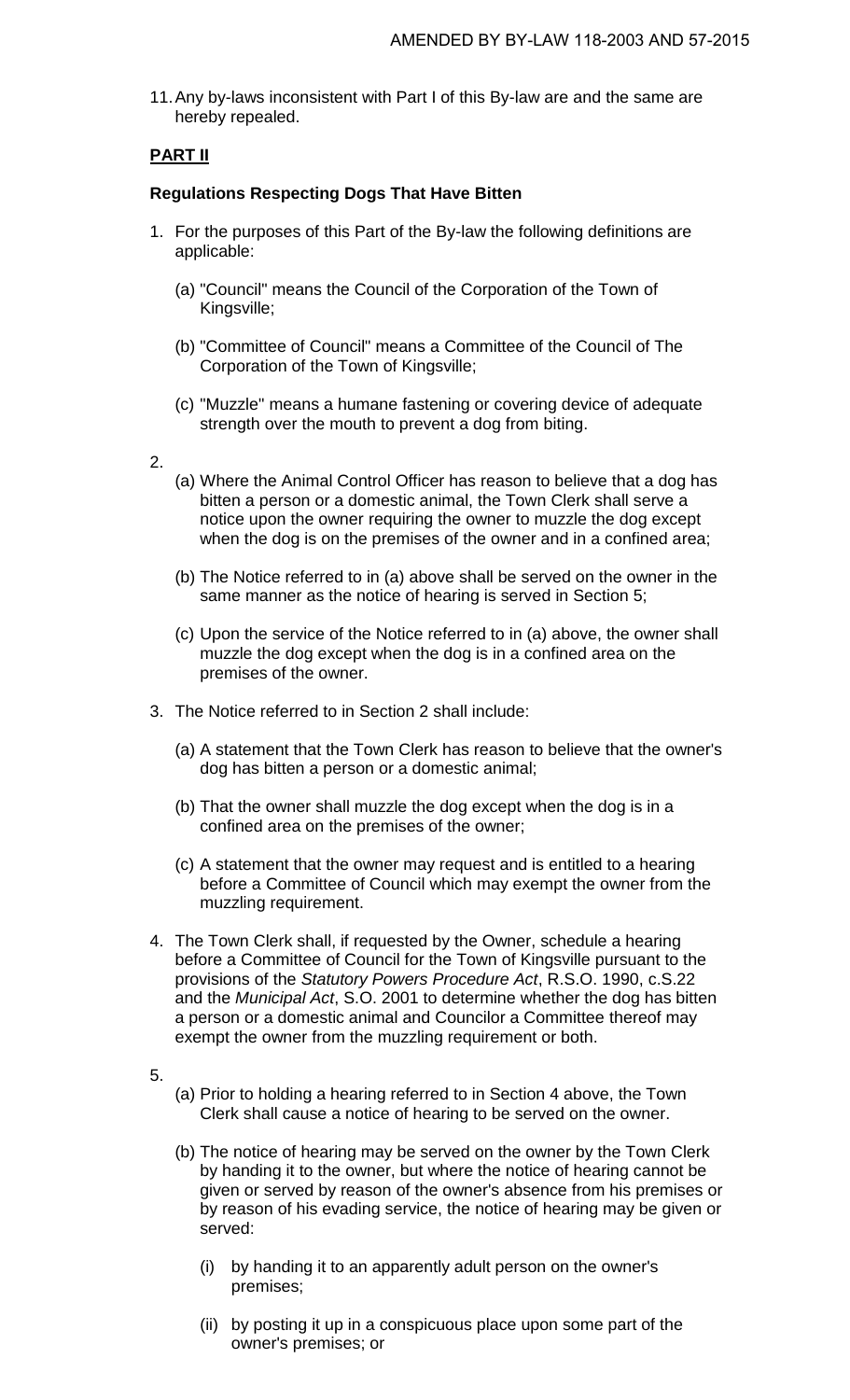11. Any by-laws inconsistent with Part I of this By-law are and the same are hereby repealed.

## PART II

### Regulations Respecting Dogs That Have Bitten

1. For the purposes of this Part of the By-law the following definitions are applicable:

   (a) "Council" means the Council of the Corporation of the Town of Kingsville;

   (b) "Committee of Council" means a Committee of the Council of The Corporation of the Town of Kingsville;

   (c) "Muzzle" means a humane fastening or covering device of adequate strength over the mouth to prevent a dog from biting.

2. 
   (a) Where the Animal Control Officer has reason to believe that a dog has bitten a person or a domestic animal, the Town Clerk shall serve a notice upon the owner requiring the owner to muzzle the dog except when the dog is on the premises of the owner and in a confined area;

   (b) The Notice referred to in (a) above shall be served on the owner in the same manner as the notice of hearing is served in Section 5;

   (c) Upon the service of the Notice referred to in (a) above, the owner shall muzzle the dog except when the dog is in a confined area on the premises of the owner.

3. The Notice referred to in Section 2 shall include:

   (a) A statement that the Town Clerk has reason to believe that the owner's dog has bitten a person or a domestic animal;

   (b) That the owner shall muzzle the dog except when the dog is in a confined area on the premises of the owner;

   (c) A statement that the owner may request and is entitled to a hearing before a Committee of Council which may exempt the owner from the muzzling requirement.

4. The Town Clerk shall, if requested by the Owner, schedule a hearing before a Committee of Council for the Town of Kingsville pursuant to the provisions of the *Statutory Powers Procedure Act*, R.S.O. 1990, c.S.22 and the *Municipal Act*, S.O. 2001 to determine whether the dog has bitten a person or a domestic animal and Councilor a Committee thereof may exempt the owner from the muzzling requirement or both.

5. 
   (a) Prior to holding a hearing referred to in Section 4 above, the Town Clerk shall cause a notice of hearing to be served on the owner.

   (b) The notice of hearing may be served on the owner by the Town Clerk by handing it to the owner, but where the notice of hearing cannot be given or served by reason of the owner's absence from his premises or by reason of his evading service, the notice of hearing may be given or served:

      (i) by handing it to an apparently adult person on the owner's premises;

      (ii) by posting it up in a conspicuous place upon some part of the owner's premises; or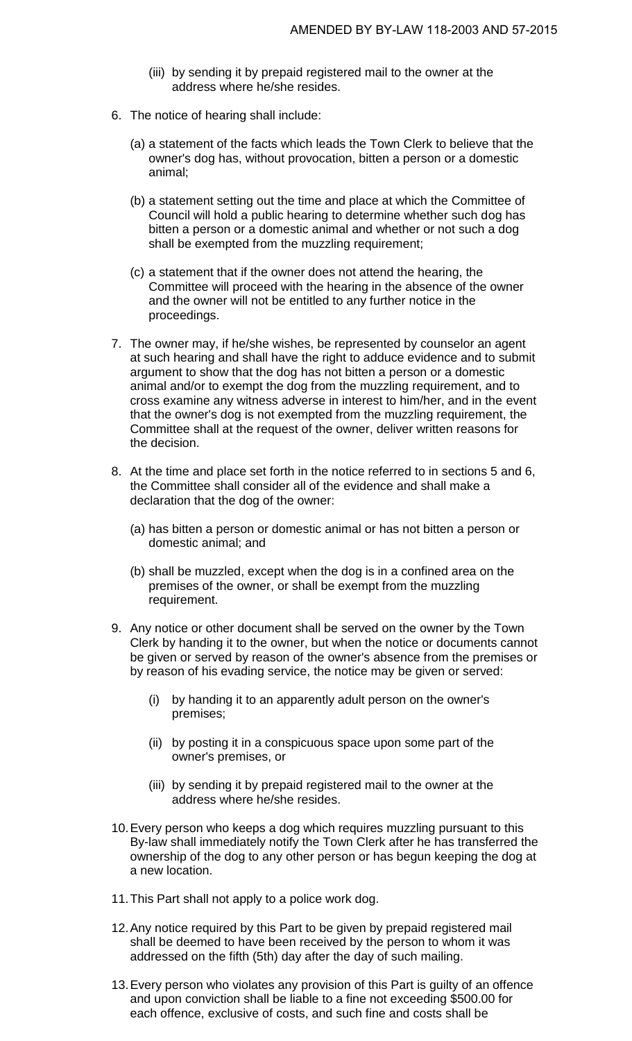(iii) by sending it by prepaid registered mail to the owner at the address where he/she resides.

6. The notice of hearing shall include:

   (a) a statement of the facts which leads the Town Clerk to believe that the owner's dog has, without provocation, bitten a person or a domestic animal;

   (b) a statement setting out the time and place at which the Committee of Council will hold a public hearing to determine whether such dog has bitten a person or a domestic animal and whether or not such a dog shall be exempted from the muzzling requirement;

   (c) a statement that if the owner does not attend the hearing, the Committee will proceed with the hearing in the absence of the owner and the owner will not be entitled to any further notice in the proceedings.

7. The owner may, if he/she wishes, be represented by counselor an agent at such hearing and shall have the right to adduce evidence and to submit argument to show that the dog has not bitten a person or a domestic animal and/or to exempt the dog from the muzzling requirement, and to cross examine any witness adverse in interest to him/her, and in the event that the owner's dog is not exempted from the muzzling requirement, the Committee shall at the request of the owner, deliver written reasons for the decision.

8. At the time and place set forth in the notice referred to in sections 5 and 6, the Committee shall consider all of the evidence and shall make a declaration that the dog of the owner:

   (a) has bitten a person or domestic animal or has not bitten a person or domestic animal; and

   (b) shall be muzzled, except when the dog is in a confined area on the premises of the owner, or shall be exempt from the muzzling requirement.

9. Any notice or other document shall be served on the owner by the Town Clerk by handing it to the owner, but when the notice or documents cannot be given or served by reason of the owner's absence from the premises or by reason of his evading service, the notice may be given or served:

   (i) by handing it to an apparently adult person on the owner's premises;

   (ii) by posting it in a conspicuous space upon some part of the owner's premises, or

   (iii) by sending it by prepaid registered mail to the owner at the address where he/she resides.

10. Every person who keeps a dog which requires muzzling pursuant to this By-law shall immediately notify the Town Clerk after he has transferred the ownership of the dog to any other person or has begun keeping the dog at a new location.

11. This Part shall not apply to a police work dog.

12. Any notice required by this Part to be given by prepaid registered mail shall be deemed to have been received by the person to whom it was addressed on the fifth (5th) day after the day of such mailing.

13. Every person who violates any provision of this Part is guilty of an offence and upon conviction shall be liable to a fine not exceeding $500.00 for each offence, exclusive of costs, and such fine and costs shall be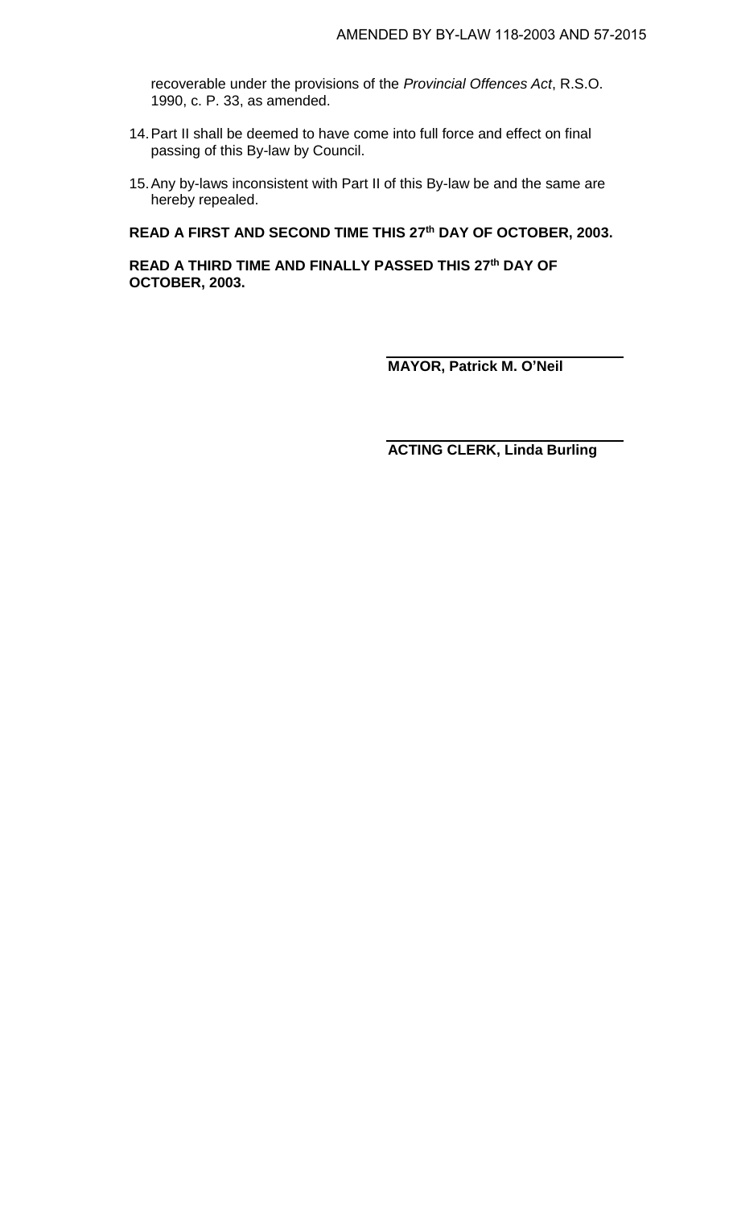recoverable under the provisions of the *Provincial Offences Act*, R.S.O. 1990, c. P. 33, as amended.

14. Part II shall be deemed to have come into full force and effect on final passing of this By-law by Council.

15. Any by-laws inconsistent with Part II of this By-law be and the same are hereby repealed.

**READ A FIRST AND SECOND TIME THIS 27th DAY OF OCTOBER, 2003.**

**READ A THIRD TIME AND FINALLY PASSED THIS 27th DAY OF OCTOBER, 2003.**

**MAYOR, Patrick M. O'Neil**

**ACTING CLERK, Linda Burling**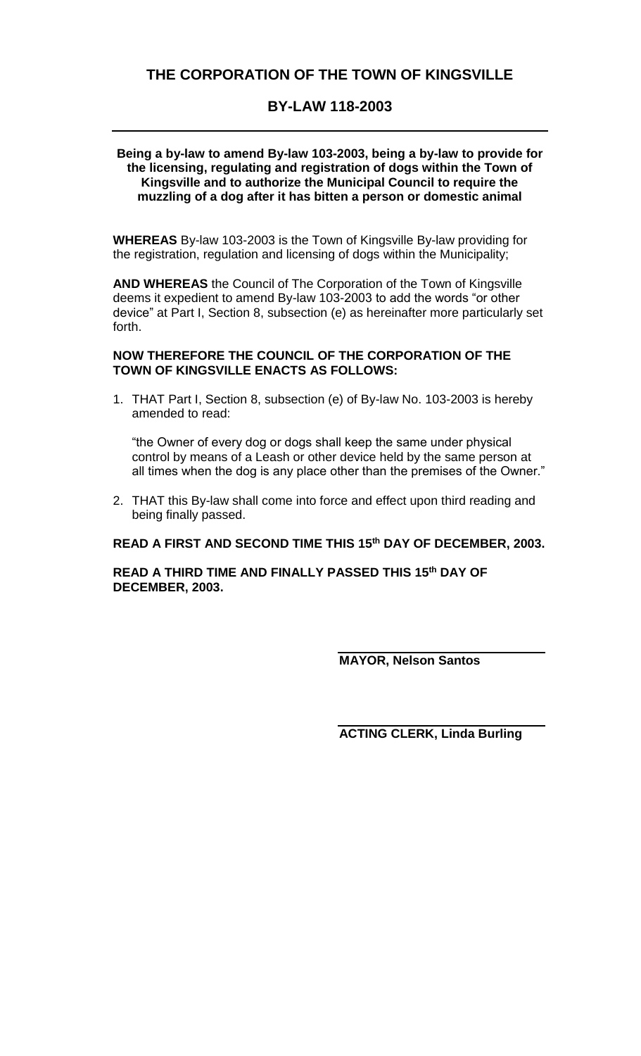# THE CORPORATION OF THE TOWN OF KINGSVILLE

## BY-LAW 118-2003

---

**Being a by-law to amend By-law 103-2003, being a by-law to provide for the licensing, regulating and registration of dogs within the Town of Kingsville and to authorize the Municipal Council to require the muzzling of a dog after it has bitten a person or domestic animal**

**WHEREAS** By-law 103-2003 is the Town of Kingsville By-law providing for the registration, regulation and licensing of dogs within the Municipality;

**AND WHEREAS** the Council of The Corporation of the Town of Kingsville deems it expedient to amend By-law 103-2003 to add the words "or other device" at Part I, Section 8, subsection (e) as hereinafter more particularly set forth.

**NOW THEREFORE THE COUNCIL OF THE CORPORATION OF THE TOWN OF KINGSVILLE ENACTS AS FOLLOWS:**

1. THAT Part I, Section 8, subsection (e) of By-law No. 103-2003 is hereby amended to read:

   "the Owner of every dog or dogs shall keep the same under physical control by means of a Leash or other device held by the same person at all times when the dog is any place other than the premises of the Owner."

2. THAT this By-law shall come into force and effect upon third reading and being finally passed.

**READ A FIRST AND SECOND TIME THIS 15th DAY OF DECEMBER, 2003.**

**READ A THIRD TIME AND FINALLY PASSED THIS 15th DAY OF DECEMBER, 2003.**

**MAYOR, Nelson Santos**

**ACTING CLERK, Linda Burling**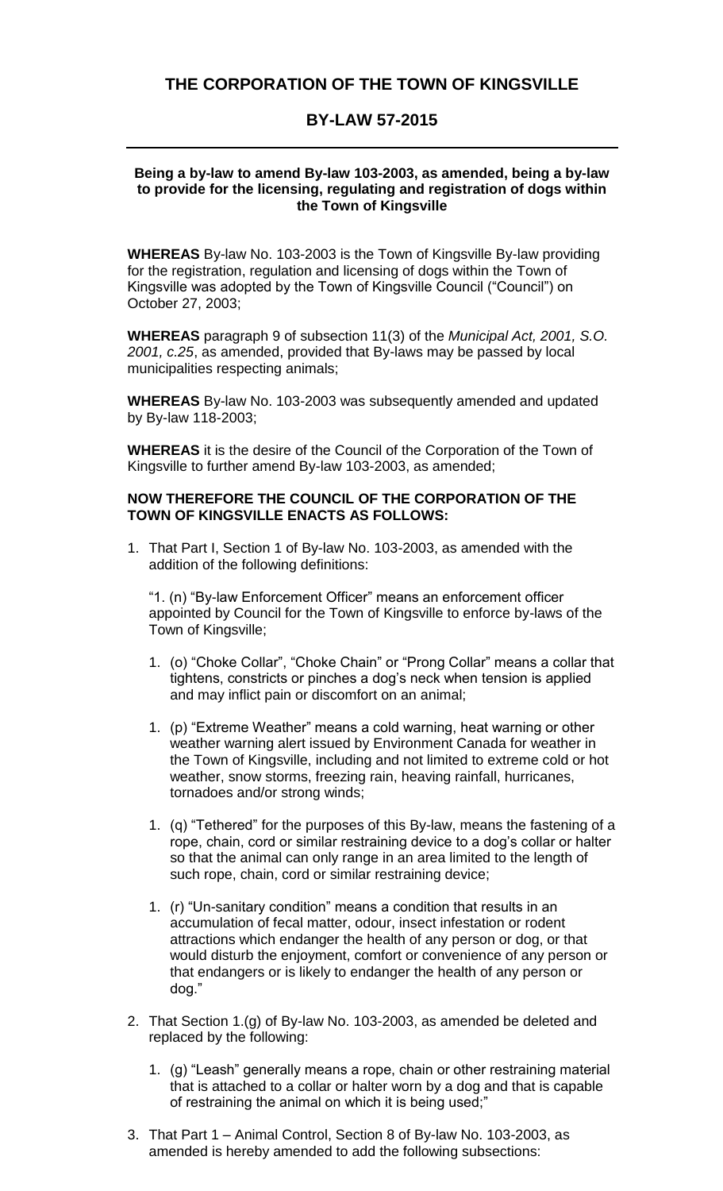# THE CORPORATION OF THE TOWN OF KINGSVILLE

## BY-LAW 57-2015

**Being a by-law to amend By-law 103-2003, as amended, being a by-law to provide for the licensing, regulating and registration of dogs within the Town of Kingsville**

**WHEREAS** By-law No. 103-2003 is the Town of Kingsville By-law providing for the registration, regulation and licensing of dogs within the Town of Kingsville was adopted by the Town of Kingsville Council ("Council") on October 27, 2003;

**WHEREAS** paragraph 9 of subsection 11(3) of the *Municipal Act, 2001, S.O. 2001, c.25*, as amended, provided that By-laws may be passed by local municipalities respecting animals;

**WHEREAS** By-law No. 103-2003 was subsequently amended and updated by By-law 118-2003;

**WHEREAS** it is the desire of the Council of the Corporation of the Town of Kingsville to further amend By-law 103-2003, as amended;

**NOW THEREFORE THE COUNCIL OF THE CORPORATION OF THE TOWN OF KINGSVILLE ENACTS AS FOLLOWS:**

1. That Part I, Section 1 of By-law No. 103-2003, as amended with the addition of the following definitions:

   "1. (n) "By-law Enforcement Officer" means an enforcement officer appointed by Council for the Town of Kingsville to enforce by-laws of the Town of Kingsville;

   1. (o) "Choke Collar", "Choke Chain" or "Prong Collar" means a collar that tightens, constricts or pinches a dog's neck when tension is applied and may inflict pain or discomfort on an animal;

   1. (p) "Extreme Weather" means a cold warning, heat warning or other weather warning alert issued by Environment Canada for weather in the Town of Kingsville, including and not limited to extreme cold or hot weather, snow storms, freezing rain, heaving rainfall, hurricanes, tornadoes and/or strong winds;

   1. (q) "Tethered" for the purposes of this By-law, means the fastening of a rope, chain, cord or similar restraining device to a dog's collar or halter so that the animal can only range in an area limited to the length of such rope, chain, cord or similar restraining device;

   1. (r) "Un-sanitary condition" means a condition that results in an accumulation of fecal matter, odour, insect infestation or rodent attractions which endanger the health of any person or dog, or that would disturb the enjoyment, comfort or convenience of any person or that endangers or is likely to endanger the health of any person or dog."

2. That Section 1.(g) of By-law No. 103-2003, as amended be deleted and replaced by the following:

   1. (g) "Leash" generally means a rope, chain or other restraining material that is attached to a collar or halter worn by a dog and that is capable of restraining the animal on which it is being used;"

3. That Part 1 – Animal Control, Section 8 of By-law No. 103-2003, as amended is hereby amended to add the following subsections: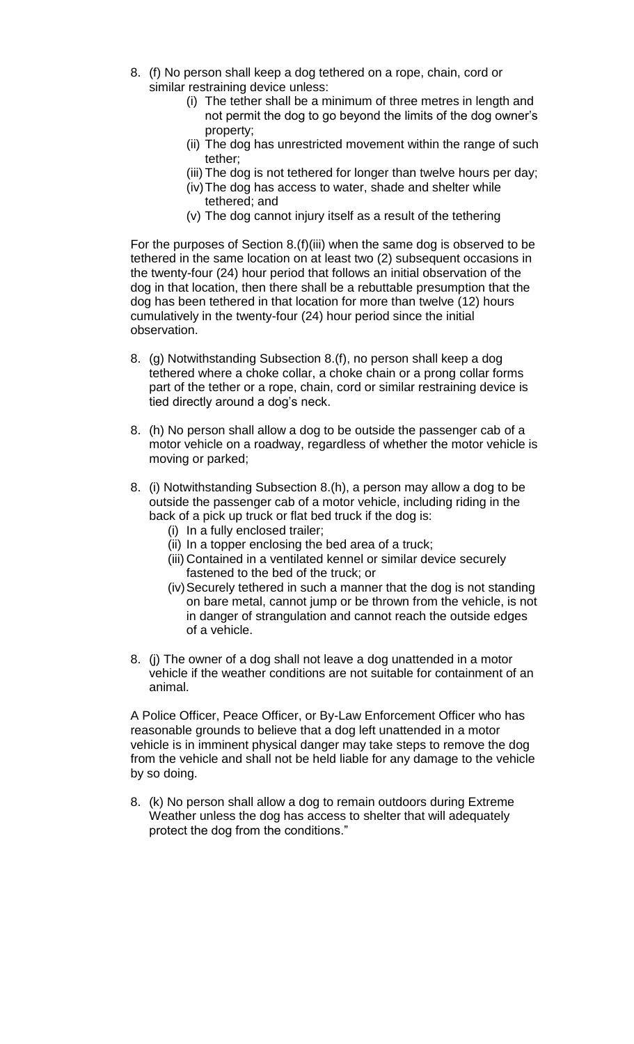8. (f) No person shall keep a dog tethered on a rope, chain, cord or similar restraining device unless:
   (i) The tether shall be a minimum of three metres in length and not permit the dog to go beyond the limits of the dog owner's property;
   (ii) The dog has unrestricted movement within the range of such tether;
   (iii) The dog is not tethered for longer than twelve hours per day;
   (iv) The dog has access to water, shade and shelter while tethered; and
   (v) The dog cannot injury itself as a result of the tethering

For the purposes of Section 8.(f)(iii) when the same dog is observed to be tethered in the same location on at least two (2) subsequent occasions in the twenty-four (24) hour period that follows an initial observation of the dog in that location, then there shall be a rebuttable presumption that the dog has been tethered in that location for more than twelve (12) hours cumulatively in the twenty-four (24) hour period since the initial observation.

8. (g) Notwithstanding Subsection 8.(f), no person shall keep a dog tethered where a choke collar, a choke chain or a prong collar forms part of the tether or a rope, chain, cord or similar restraining device is tied directly around a dog's neck.

8. (h) No person shall allow a dog to be outside the passenger cab of a motor vehicle on a roadway, regardless of whether the motor vehicle is moving or parked;

8. (i) Notwithstanding Subsection 8.(h), a person may allow a dog to be outside the passenger cab of a motor vehicle, including riding in the back of a pick up truck or flat bed truck if the dog is:
   (i) In a fully enclosed trailer;
   (ii) In a topper enclosing the bed area of a truck;
   (iii) Contained in a ventilated kennel or similar device securely fastened to the bed of the truck; or
   (iv) Securely tethered in such a manner that the dog is not standing on bare metal, cannot jump or be thrown from the vehicle, is not in danger of strangulation and cannot reach the outside edges of a vehicle.

8. (j) The owner of a dog shall not leave a dog unattended in a motor vehicle if the weather conditions are not suitable for containment of an animal.

A Police Officer, Peace Officer, or By-Law Enforcement Officer who has reasonable grounds to believe that a dog left unattended in a motor vehicle is in imminent physical danger may take steps to remove the dog from the vehicle and shall not be held liable for any damage to the vehicle by so doing.

8. (k) No person shall allow a dog to remain outdoors during Extreme Weather unless the dog has access to shelter that will adequately protect the dog from the conditions."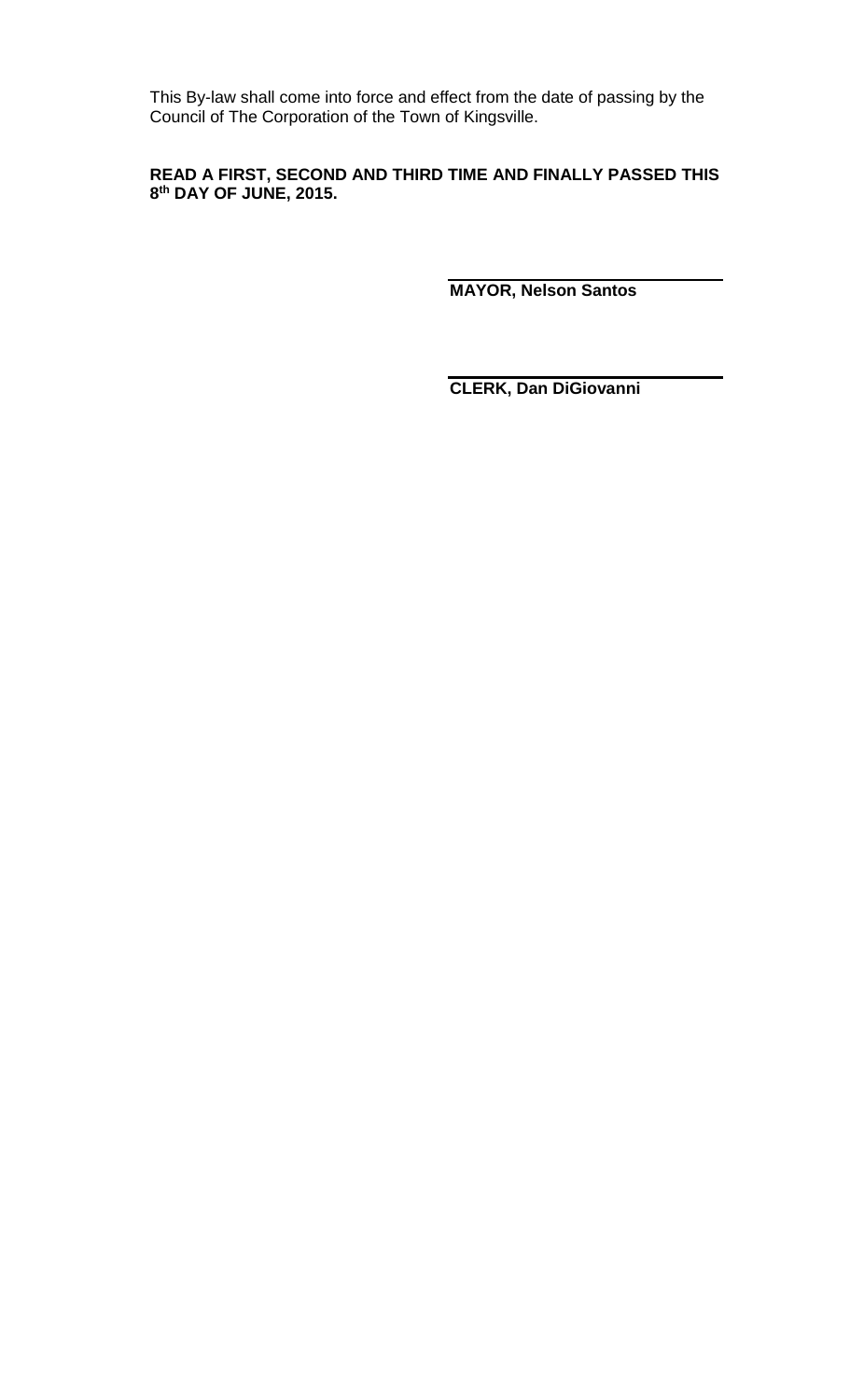This By-law shall come into force and effect from the date of passing by the Council of The Corporation of the Town of Kingsville.

**READ A FIRST, SECOND AND THIRD TIME AND FINALLY PASSED THIS 8th DAY OF JUNE, 2015.**

**MAYOR, Nelson Santos**

**CLERK, Dan DiGiovanni**